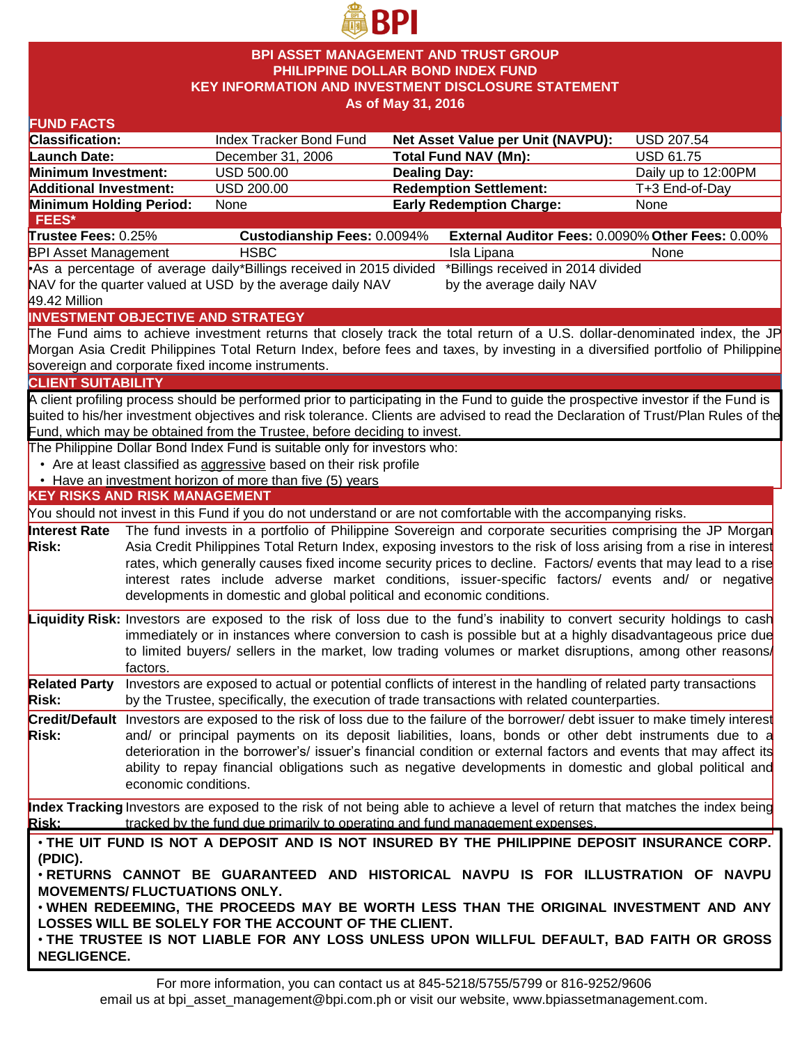# BPI ASSET MANAGEMENT AND TRUST GROUP
## PHILIPPINE DOLLAR BOND INDEX FUND
## KEY INFORMATION AND INVESTMENT DISCLOSURE STATEMENT
### As of May 31, 2016

## FUND FACTS

| | | | |
|---|---|---|---|
| **Classification:** | Index Tracker Bond Fund | **Net Asset Value per Unit (NAVPU):** | USD 207.54 |
| **Launch Date:** | December 31, 2006 | **Total Fund NAV (Mn):** | USD 61.75 |
| **Minimum Investment:** | USD 500.00 | **Dealing Day:** | Daily up to 12:00PM |
| **Additional Investment:** | USD 200.00 | **Redemption Settlement:** | T+3 End-of-Day |
| **Minimum Holding Period:** | None | **Early Redemption Charge:** | None |

## FEES*

| **Trustee Fees:** 0.25% | **Custodianship Fees:** 0.0094% | **External Auditor Fees:** 0.0090% | **Other Fees:** 0.00% |
|---|---|---|---|
| BPI Asset Management | HSBC | Isla Lipana | None |
| •As a percentage of average daily NAV for the quarter valued at USD 49.42 Million | *Billings received in 2015 divided by the average daily NAV | *Billings received in 2014 divided by the average daily NAV | |

## INVESTMENT OBJECTIVE AND STRATEGY

The Fund aims to achieve investment returns that closely track the total return of a U.S. dollar-denominated index, the JP Morgan Asia Credit Philippines Total Return Index, before fees and taxes, by investing in a diversified portfolio of Philippine sovereign and corporate fixed income instruments.

## CLIENT SUITABILITY

A client profiling process should be performed prior to participating in the Fund to guide the prospective investor if the Fund is suited to his/her investment objectives and risk tolerance. Clients are advised to read the Declaration of Trust/Plan Rules of the Fund, which may be obtained from the Trustee, before deciding to invest.

The Philippine Dollar Bond Index Fund is suitable only for investors who:

- Are at least classified as aggressive based on their risk profile
- Have an investment horizon of more than five (5) years

## KEY RISKS AND RISK MANAGEMENT

You should not invest in this Fund if you do not understand or are not comfortable with the accompanying risks.

**Interest Rate Risk:** The fund invests in a portfolio of Philippine Sovereign and corporate securities comprising the JP Morgan Asia Credit Philippines Total Return Index, exposing investors to the risk of loss arising from a rise in interest rates, which generally causes fixed income security prices to decline. Factors/ events that may lead to a rise interest rates include adverse market conditions, issuer-specific factors/ events and/ or negative developments in domestic and global political and economic conditions.

**Liquidity Risk:** Investors are exposed to the risk of loss due to the fund's inability to convert security holdings to cash immediately or in instances where conversion to cash is possible but at a highly disadvantageous price due to limited buyers/ sellers in the market, low trading volumes or market disruptions, among other reasons/ factors.

**Related Party Risk:** Investors are exposed to actual or potential conflicts of interest in the handling of related party transactions by the Trustee, specifically, the execution of trade transactions with related counterparties.

**Credit/Default Risk:** Investors are exposed to the risk of loss due to the failure of the borrower/ debt issuer to make timely interest and/ or principal payments on its deposit liabilities, loans, bonds or other debt instruments due to a deterioration in the borrower's/ issuer's financial condition or external factors and events that may affect its ability to repay financial obligations such as negative developments in domestic and global political and economic conditions.

**Index Tracking Risk:** Investors are exposed to the risk of not being able to achieve a level of return that matches the index being tracked by the fund due primarily to operating and fund management expenses.

- **THE UIT FUND IS NOT A DEPOSIT AND IS NOT INSURED BY THE PHILIPPINE DEPOSIT INSURANCE CORP. (PDIC).**
- **RETURNS CANNOT BE GUARANTEED AND HISTORICAL NAVPU IS FOR ILLUSTRATION OF NAVPU MOVEMENTS/ FLUCTUATIONS ONLY.**
- **WHEN REDEEMING, THE PROCEEDS MAY BE WORTH LESS THAN THE ORIGINAL INVESTMENT AND ANY LOSSES WILL BE SOLELY FOR THE ACCOUNT OF THE CLIENT.**
- **THE TRUSTEE IS NOT LIABLE FOR ANY LOSS UNLESS UPON WILLFUL DEFAULT, BAD FAITH OR GROSS NEGLIGENCE.**

For more information, you can contact us at 845-5218/5755/5799 or 816-9252/9606
email us at bpi_asset_management@bpi.com.ph or visit our website, www.bpiassetmanagement.com.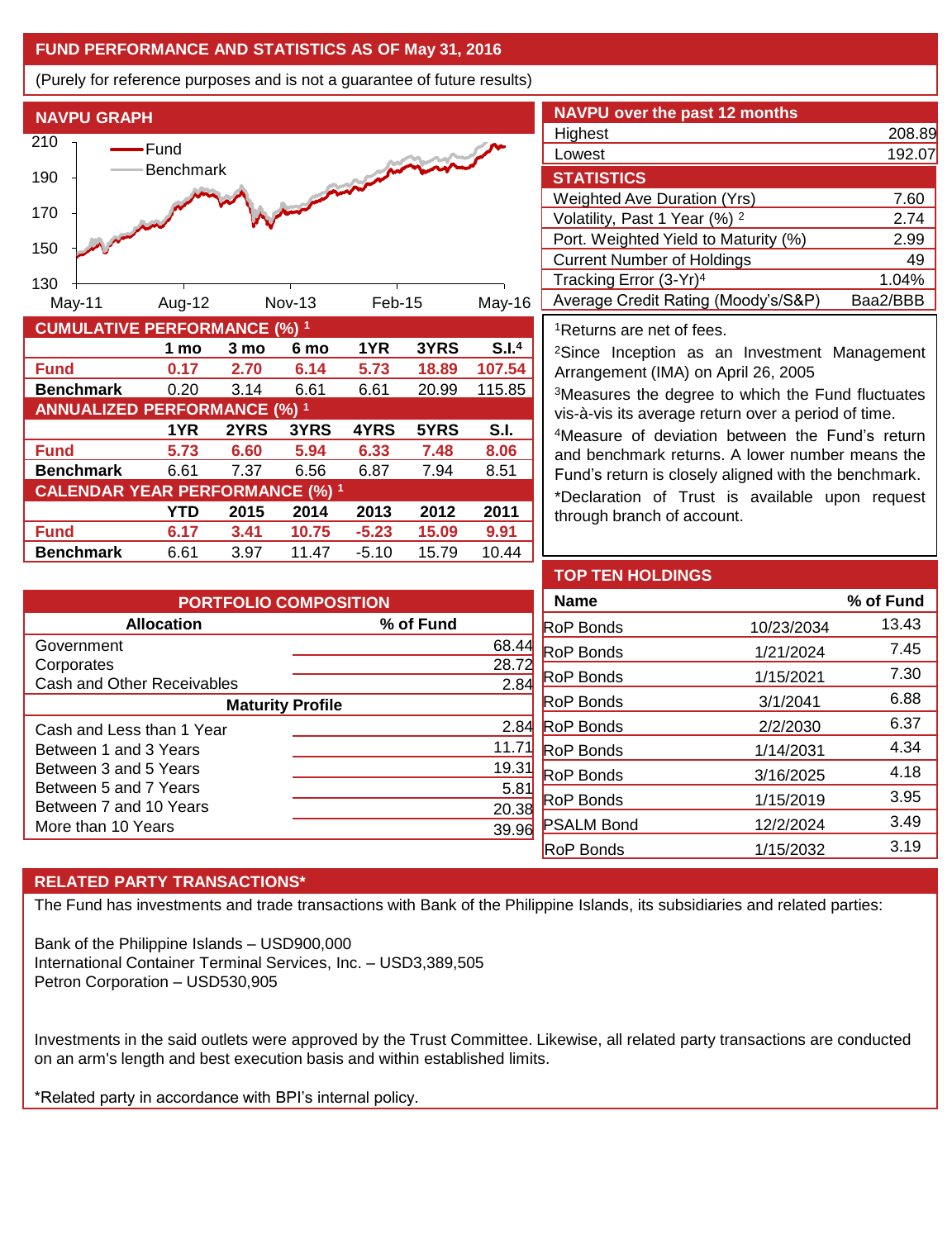## FUND PERFORMANCE AND STATISTICS AS OF May 31, 2016

(Purely for reference purposes and is not a guarantee of future results)

### NAVPU GRAPH

### CUMULATIVE PERFORMANCE (%) [1]

| | 1 mo | 3 mo | 6 mo | 1YR | 3YRS | S.I.[4] |
|---|---|---|---|---|---|---|
| **Fund** | **0.17** | **2.70** | **6.14** | **5.73** | **18.89** | **107.54** |
| **Benchmark** | 0.20 | 3.14 | 6.61 | 6.61 | 20.99 | 115.85 |

### ANNUALIZED PERFORMANCE (%) [1]

| | 1YR | 2YRS | 3YRS | 4YRS | 5YRS | S.I. |
|---|---|---|---|---|---|---|
| **Fund** | **5.73** | **6.60** | **5.94** | **6.33** | **7.48** | **8.06** |
| **Benchmark** | 6.61 | 7.37 | 6.56 | 6.87 | 7.94 | 8.51 |

### CALENDAR YEAR PERFORMANCE (%) [1]

| | YTD | 2015 | 2014 | 2013 | 2012 | 2011 |
|---|---|---|---|---|---|---|
| **Fund** | **6.17** | **3.41** | **10.75** | **-5.23** | **15.09** | **9.91** |
| **Benchmark** | 6.61 | 3.97 | 11.47 | -5.10 | 15.79 | 10.44 |

### NAVPU over the past 12 months

| | |
|---|---|
| Highest | 208.89 |
| Lowest | 192.07 |

### STATISTICS

| | |
|---|---|
| Weighted Ave Duration (Yrs) | 7.60 |
| Volatility, Past 1 Year (%) [2] | 2.74 |
| Port. Weighted Yield to Maturity (%) | 2.99 |
| Current Number of Holdings | 49 |
| Tracking Error (3-Yr)[4] | 1.04% |
| Average Credit Rating (Moody's/S&P) | Baa2/BBB |

[1]Returns are net of fees.

[2]Since Inception as an Investment Management Arrangement (IMA) on April 26, 2005

[3]Measures the degree to which the Fund fluctuates vis-à-vis its average return over a period of time.

[4]Measure of deviation between the Fund's return and benchmark returns. A lower number means the Fund's return is closely aligned with the benchmark.

*Declaration of Trust is available upon request through branch of account.

### PORTFOLIO COMPOSITION

| Allocation | % of Fund |
|---|---|
| Government | 68.44 |
| Corporates | 28.72 |
| Cash and Other Receivables | 2.84 |
| **Maturity Profile** | |
| Cash and Less than 1 Year | 2.84 |
| Between 1 and 3 Years | 11.71 |
| Between 3 and 5 Years | 19.31 |
| Between 5 and 7 Years | 5.81 |
| Between 7 and 10 Years | 20.38 |
| More than 10 Years | 39.96 |

### TOP TEN HOLDINGS

| Name | | % of Fund |
|---|---|---|
| RoP Bonds | 10/23/2034 | 13.43 |
| RoP Bonds | 1/21/2024 | 7.45 |
| RoP Bonds | 1/15/2021 | 7.30 |
| RoP Bonds | 3/1/2041 | 6.88 |
| RoP Bonds | 2/2/2030 | 6.37 |
| RoP Bonds | 1/14/2031 | 4.34 |
| RoP Bonds | 3/16/2025 | 4.18 |
| RoP Bonds | 1/15/2019 | 3.95 |
| PSALM Bond | 12/2/2024 | 3.49 |
| RoP Bonds | 1/15/2032 | 3.19 |

### RELATED PARTY TRANSACTIONS*

The Fund has investments and trade transactions with Bank of the Philippine Islands, its subsidiaries and related parties:

Bank of the Philippine Islands – USD900,000
International Container Terminal Services, Inc. – USD3,389,505
Petron Corporation – USD530,905

Investments in the said outlets were approved by the Trust Committee. Likewise, all related party transactions are conducted on an arm's length and best execution basis and within established limits.

*Related party in accordance with BPI's internal policy.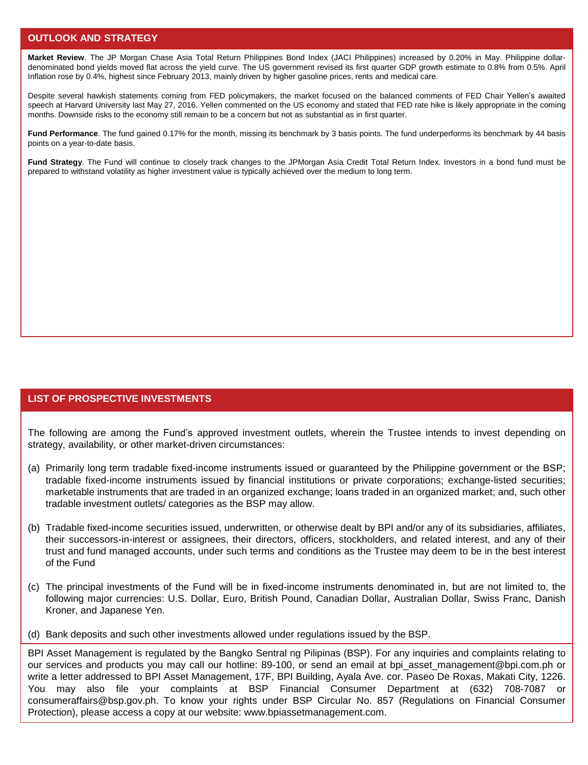## OUTLOOK AND STRATEGY

**Market Review**. The JP Morgan Chase Asia Total Return Philippines Bond Index (JACI Philippines) increased by 0.20% in May. Philippine dollar-denominated bond yields moved flat across the yield curve. The US government revised its first quarter GDP growth estimate to 0.8% from 0.5%. April Inflation rose by 0.4%, highest since February 2013, mainly driven by higher gasoline prices, rents and medical care.

Despite several hawkish statements coming from FED policymakers, the market focused on the balanced comments of FED Chair Yellen's awaited speech at Harvard University last May 27, 2016. Yellen commented on the US economy and stated that FED rate hike is likely appropriate in the coming months. Downside risks to the economy still remain to be a concern but not as substantial as in first quarter.

**Fund Performance**. The fund gained 0.17% for the month, missing its benchmark by 3 basis points. The fund underperforms its benchmark by 44 basis points on a year-to-date basis.

**Fund Strategy**. The Fund will continue to closely track changes to the JPMorgan Asia Credit Total Return Index. Investors in a bond fund must be prepared to withstand volatility as higher investment value is typically achieved over the medium to long term.

## LIST OF PROSPECTIVE INVESTMENTS

The following are among the Fund's approved investment outlets, wherein the Trustee intends to invest depending on strategy, availability, or other market-driven circumstances:

(a) Primarily long term tradable fixed-income instruments issued or guaranteed by the Philippine government or the BSP; tradable fixed-income instruments issued by financial institutions or private corporations; exchange-listed securities; marketable instruments that are traded in an organized exchange; loans traded in an organized market; and, such other tradable investment outlets/ categories as the BSP may allow.

(b) Tradable fixed-income securities issued, underwritten, or otherwise dealt by BPI and/or any of its subsidiaries, affiliates, their successors-in-interest or assignees, their directors, officers, stockholders, and related interest, and any of their trust and fund managed accounts, under such terms and conditions as the Trustee may deem to be in the best interest of the Fund

(c) The principal investments of the Fund will be in fixed-income instruments denominated in, but are not limited to, the following major currencies: U.S. Dollar, Euro, British Pound, Canadian Dollar, Australian Dollar, Swiss Franc, Danish Kroner, and Japanese Yen.

(d) Bank deposits and such other investments allowed under regulations issued by the BSP.

BPI Asset Management is regulated by the Bangko Sentral ng Pilipinas (BSP). For any inquiries and complaints relating to our services and products you may call our hotline: 89-100, or send an email at bpi_asset_management@bpi.com.ph or write a letter addressed to BPI Asset Management, 17F, BPI Building, Ayala Ave. cor. Paseo De Roxas, Makati City, 1226. You may also file your complaints at BSP Financial Consumer Department at (632) 708-7087 or consumeraffairs@bsp.gov.ph. To know your rights under BSP Circular No. 857 (Regulations on Financial Consumer Protection), please access a copy at our website: www.bpiassetmanagement.com.